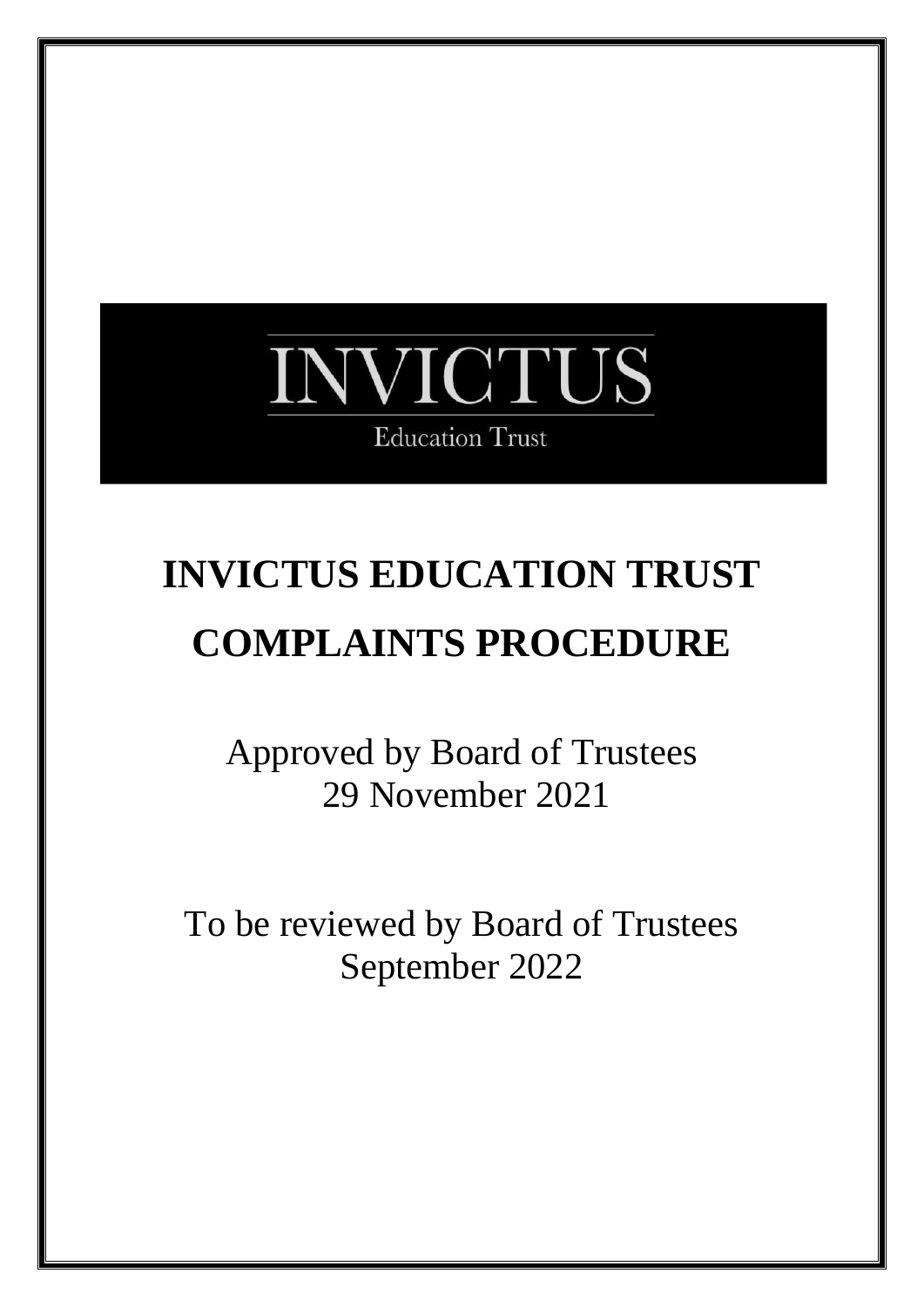INVICTUS

Education Trust

# INVICTUS EDUCATION TRUST

# COMPLAINTS PROCEDURE

Approved by Board of Trustees
29 November 2021

To be reviewed by Board of Trustees
September 2022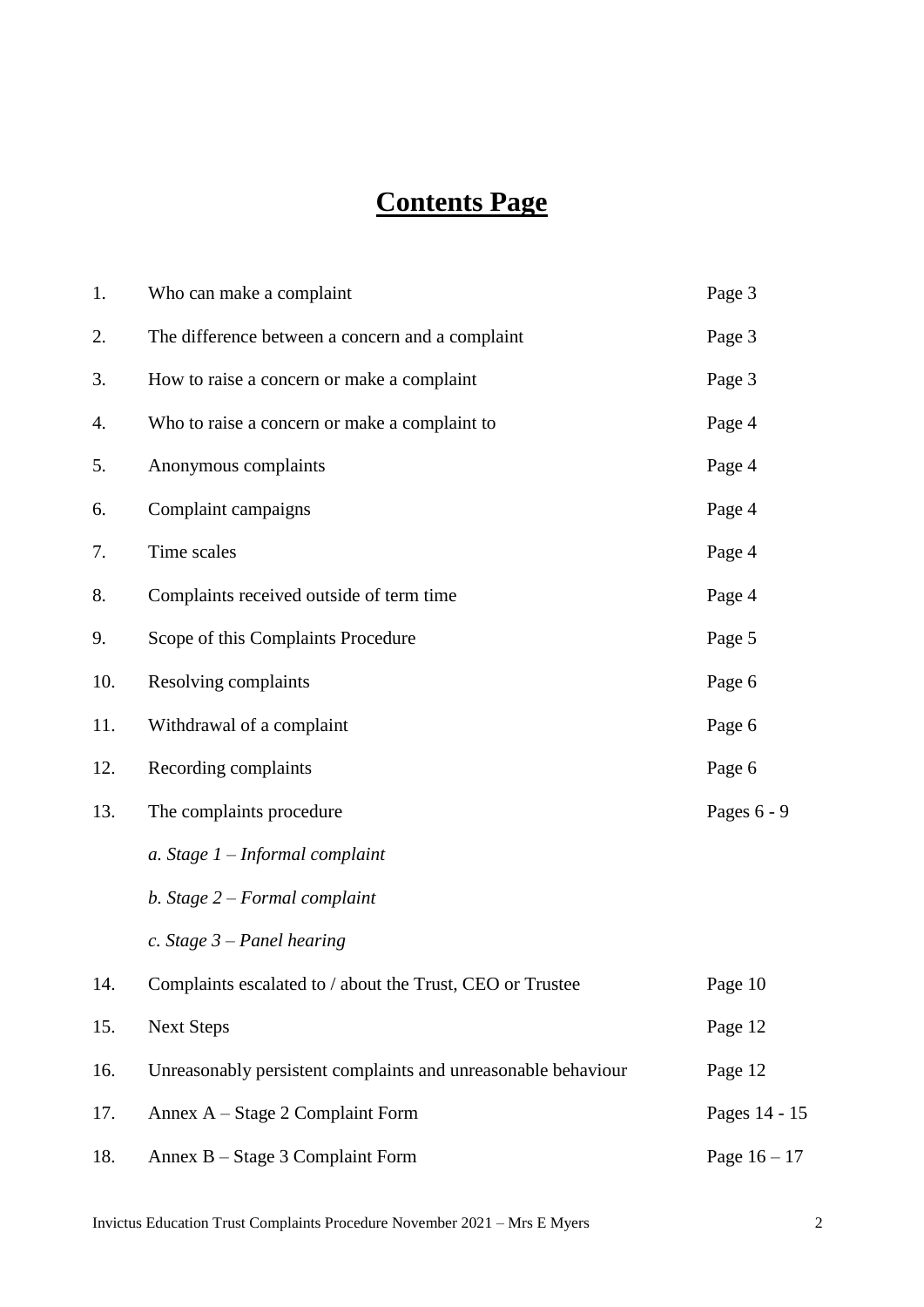# Contents Page

| | | |
|---|---|---|
| 1. | Who can make a complaint | Page 3 |
| 2. | The difference between a concern and a complaint | Page 3 |
| 3. | How to raise a concern or make a complaint | Page 3 |
| 4. | Who to raise a concern or make a complaint to | Page 4 |
| 5. | Anonymous complaints | Page 4 |
| 6. | Complaint campaigns | Page 4 |
| 7. | Time scales | Page 4 |
| 8. | Complaints received outside of term time | Page 4 |
| 9. | Scope of this Complaints Procedure | Page 5 |
| 10. | Resolving complaints | Page 6 |
| 11. | Withdrawal of a complaint | Page 6 |
| 12. | Recording complaints | Page 6 |
| 13. | The complaints procedure | Pages 6 - 9 |
| | *a. Stage 1 – Informal complaint* | |
| | *b. Stage 2 – Formal complaint* | |
| | *c. Stage 3 – Panel hearing* | |
| 14. | Complaints escalated to / about the Trust, CEO or Trustee | Page 10 |
| 15. | Next Steps | Page 12 |
| 16. | Unreasonably persistent complaints and unreasonable behaviour | Page 12 |
| 17. | Annex A – Stage 2 Complaint Form | Pages 14 - 15 |
| 18. | Annex B – Stage 3 Complaint Form | Page 16 – 17 |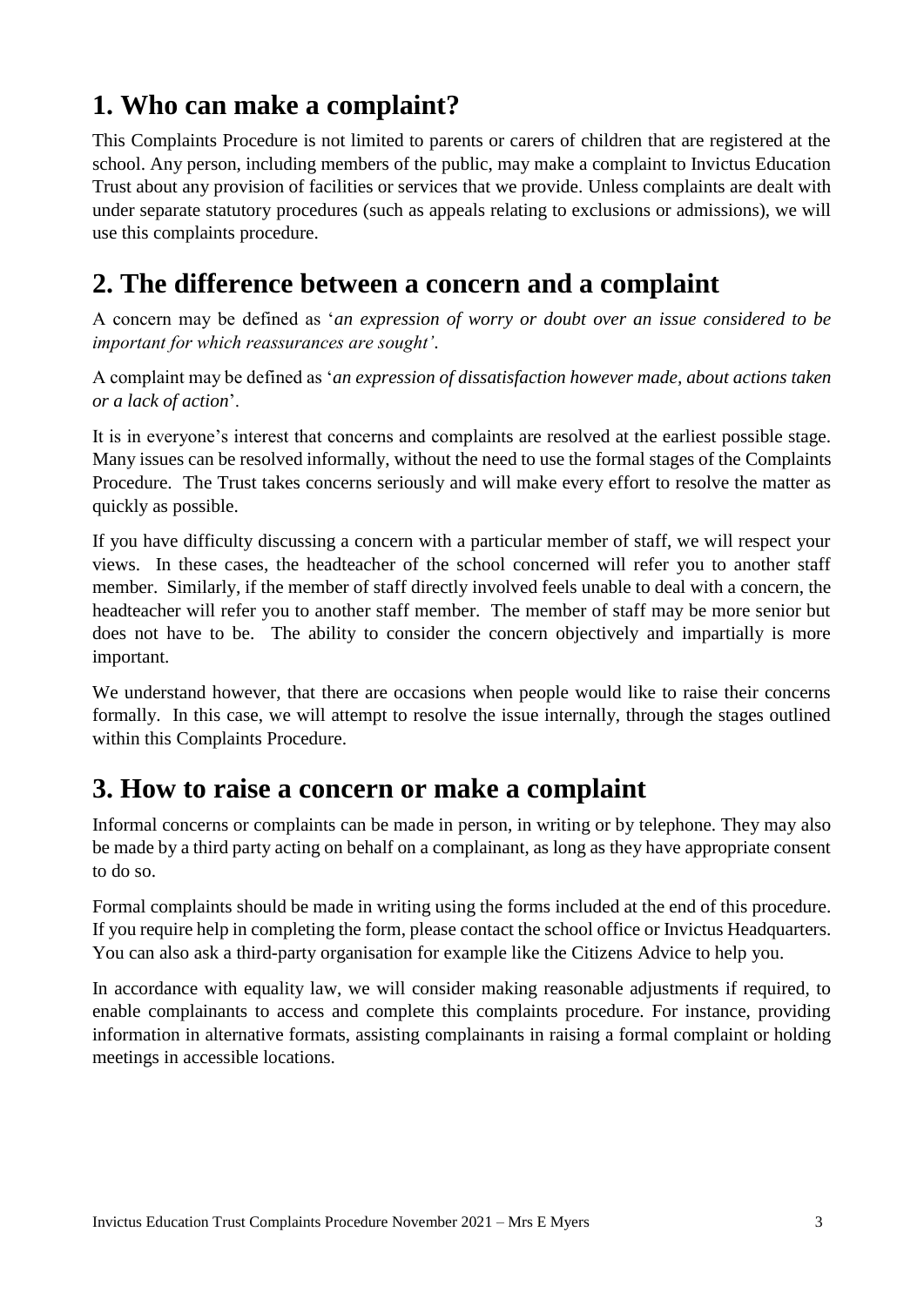## 1. Who can make a complaint?

This Complaints Procedure is not limited to parents or carers of children that are registered at the school. Any person, including members of the public, may make a complaint to Invictus Education Trust about any provision of facilities or services that we provide. Unless complaints are dealt with under separate statutory procedures (such as appeals relating to exclusions or admissions), we will use this complaints procedure.

## 2. The difference between a concern and a complaint

A concern may be defined as '*an expression of worry or doubt over an issue considered to be important for which reassurances are sought'*.

A complaint may be defined as '*an expression of dissatisfaction however made, about actions taken or a lack of action*'.

It is in everyone's interest that concerns and complaints are resolved at the earliest possible stage. Many issues can be resolved informally, without the need to use the formal stages of the Complaints Procedure. The Trust takes concerns seriously and will make every effort to resolve the matter as quickly as possible.

If you have difficulty discussing a concern with a particular member of staff, we will respect your views. In these cases, the headteacher of the school concerned will refer you to another staff member. Similarly, if the member of staff directly involved feels unable to deal with a concern, the headteacher will refer you to another staff member. The member of staff may be more senior but does not have to be. The ability to consider the concern objectively and impartially is more important.

We understand however, that there are occasions when people would like to raise their concerns formally. In this case, we will attempt to resolve the issue internally, through the stages outlined within this Complaints Procedure.

## 3. How to raise a concern or make a complaint

Informal concerns or complaints can be made in person, in writing or by telephone. They may also be made by a third party acting on behalf on a complainant, as long as they have appropriate consent to do so.

Formal complaints should be made in writing using the forms included at the end of this procedure. If you require help in completing the form, please contact the school office or Invictus Headquarters. You can also ask a third-party organisation for example like the Citizens Advice to help you.

In accordance with equality law, we will consider making reasonable adjustments if required, to enable complainants to access and complete this complaints procedure. For instance, providing information in alternative formats, assisting complainants in raising a formal complaint or holding meetings in accessible locations.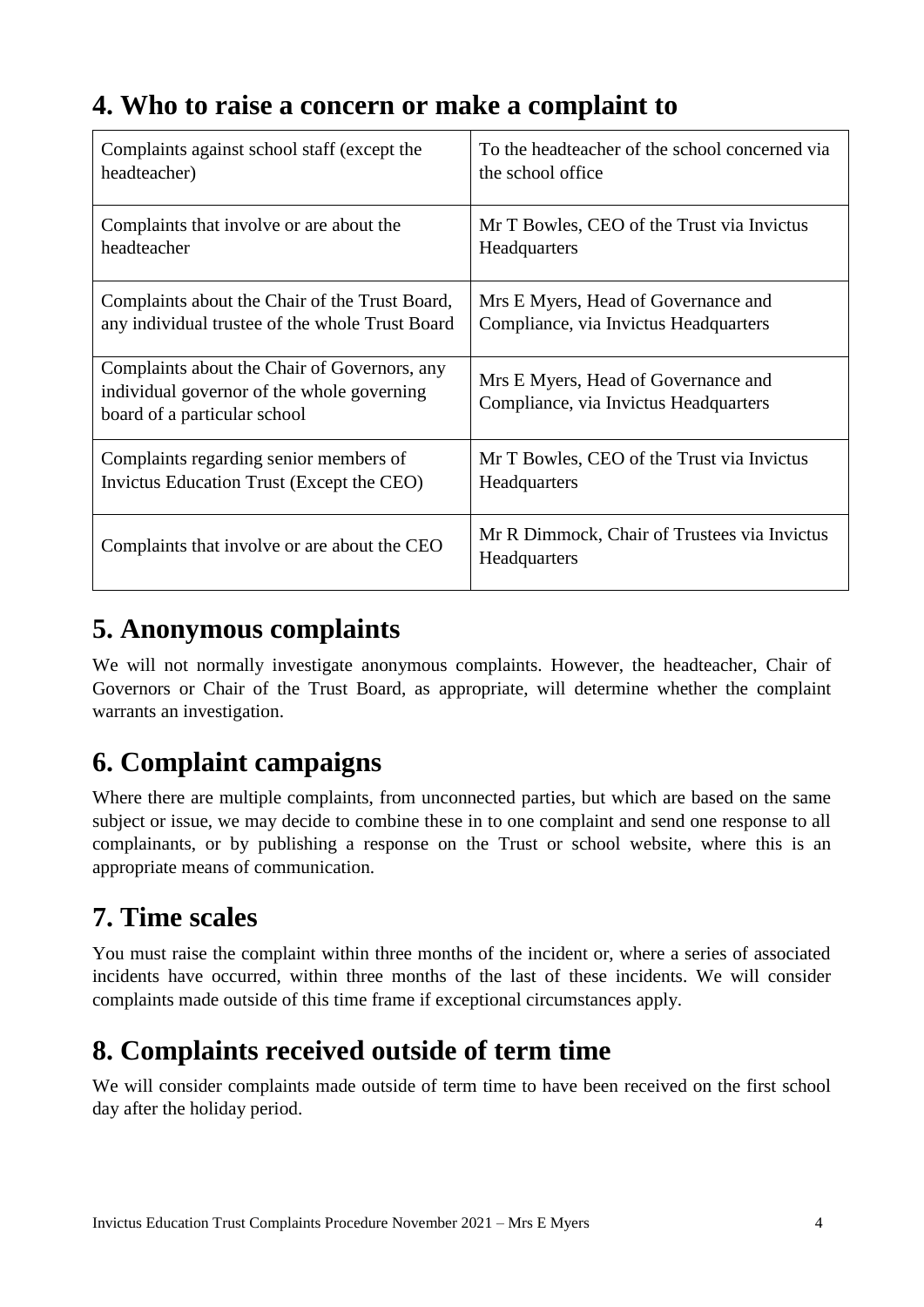## 4. Who to raise a concern or make a complaint to

| | |
|---|---|
| Complaints against school staff (except the headteacher) | To the headteacher of the school concerned via the school office |
| Complaints that involve or are about the headteacher | Mr T Bowles, CEO of the Trust via Invictus Headquarters |
| Complaints about the Chair of the Trust Board, any individual trustee of the whole Trust Board | Mrs E Myers, Head of Governance and Compliance, via Invictus Headquarters |
| Complaints about the Chair of Governors, any individual governor of the whole governing board of a particular school | Mrs E Myers, Head of Governance and Compliance, via Invictus Headquarters |
| Complaints regarding senior members of Invictus Education Trust (Except the CEO) | Mr T Bowles, CEO of the Trust via Invictus Headquarters |
| Complaints that involve or are about the CEO | Mr R Dimmock, Chair of Trustees via Invictus Headquarters |

## 5. Anonymous complaints

We will not normally investigate anonymous complaints. However, the headteacher, Chair of Governors or Chair of the Trust Board, as appropriate, will determine whether the complaint warrants an investigation.

## 6. Complaint campaigns

Where there are multiple complaints, from unconnected parties, but which are based on the same subject or issue, we may decide to combine these in to one complaint and send one response to all complainants, or by publishing a response on the Trust or school website, where this is an appropriate means of communication.

## 7. Time scales

You must raise the complaint within three months of the incident or, where a series of associated incidents have occurred, within three months of the last of these incidents. We will consider complaints made outside of this time frame if exceptional circumstances apply.

## 8. Complaints received outside of term time

We will consider complaints made outside of term time to have been received on the first school day after the holiday period.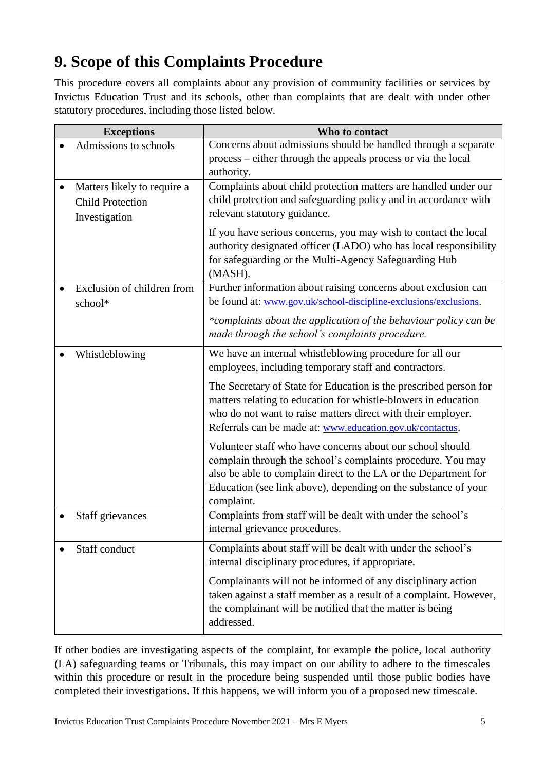## 9. Scope of this Complaints Procedure

This procedure covers all complaints about any provision of community facilities or services by Invictus Education Trust and its schools, other than complaints that are dealt with under other statutory procedures, including those listed below.

| Exceptions | Who to contact |
|---|---|
| • Admissions to schools | Concerns about admissions should be handled through a separate process – either through the appeals process or via the local authority. |
| • Matters likely to require a Child Protection Investigation | Complaints about child protection matters are handled under our child protection and safeguarding policy and in accordance with relevant statutory guidance.<br><br>If you have serious concerns, you may wish to contact the local authority designated officer (LADO) who has local responsibility for safeguarding or the Multi-Agency Safeguarding Hub (MASH). |
| • Exclusion of children from school* | Further information about raising concerns about exclusion can be found at: [www.gov.uk/school-discipline-exclusions/exclusions](www.gov.uk/school-discipline-exclusions/exclusions).<br><br>*\*complaints about the application of the behaviour policy can be made through the school's complaints procedure.* |
| • Whistleblowing | We have an internal whistleblowing procedure for all our employees, including temporary staff and contractors.<br><br>The Secretary of State for Education is the prescribed person for matters relating to education for whistle-blowers in education who do not want to raise matters direct with their employer. Referrals can be made at: [www.education.gov.uk/contactus](www.education.gov.uk/contactus).<br><br>Volunteer staff who have concerns about our school should complain through the school's complaints procedure. You may also be able to complain direct to the LA or the Department for Education (see link above), depending on the substance of your complaint. |
| • Staff grievances | Complaints from staff will be dealt with under the school's internal grievance procedures. |
| • Staff conduct | Complaints about staff will be dealt with under the school's internal disciplinary procedures, if appropriate.<br><br>Complainants will not be informed of any disciplinary action taken against a staff member as a result of a complaint. However, the complainant will be notified that the matter is being addressed. |

If other bodies are investigating aspects of the complaint, for example the police, local authority (LA) safeguarding teams or Tribunals, this may impact on our ability to adhere to the timescales within this procedure or result in the procedure being suspended until those public bodies have completed their investigations. If this happens, we will inform you of a proposed new timescale.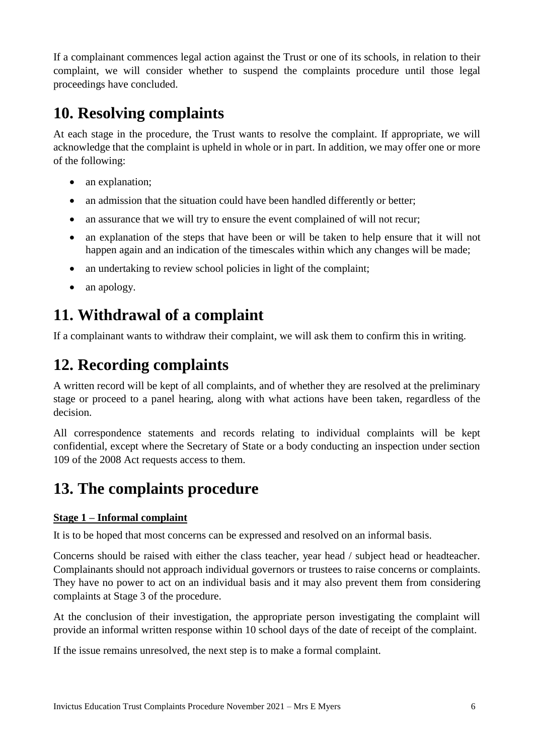If a complainant commences legal action against the Trust or one of its schools, in relation to their complaint, we will consider whether to suspend the complaints procedure until those legal proceedings have concluded.

# 10. Resolving complaints

At each stage in the procedure, the Trust wants to resolve the complaint. If appropriate, we will acknowledge that the complaint is upheld in whole or in part. In addition, we may offer one or more of the following:

- an explanation;
- an admission that the situation could have been handled differently or better;
- an assurance that we will try to ensure the event complained of will not recur;
- an explanation of the steps that have been or will be taken to help ensure that it will not happen again and an indication of the timescales within which any changes will be made;
- an undertaking to review school policies in light of the complaint;
- an apology.

# 11. Withdrawal of a complaint

If a complainant wants to withdraw their complaint, we will ask them to confirm this in writing.

# 12. Recording complaints

A written record will be kept of all complaints, and of whether they are resolved at the preliminary stage or proceed to a panel hearing, along with what actions have been taken, regardless of the decision.

All correspondence statements and records relating to individual complaints will be kept confidential, except where the Secretary of State or a body conducting an inspection under section 109 of the 2008 Act requests access to them.

# 13. The complaints procedure

**Stage 1 – Informal complaint**

It is to be hoped that most concerns can be expressed and resolved on an informal basis.

Concerns should be raised with either the class teacher, year head / subject head or headteacher. Complainants should not approach individual governors or trustees to raise concerns or complaints. They have no power to act on an individual basis and it may also prevent them from considering complaints at Stage 3 of the procedure.

At the conclusion of their investigation, the appropriate person investigating the complaint will provide an informal written response within 10 school days of the date of receipt of the complaint.

If the issue remains unresolved, the next step is to make a formal complaint.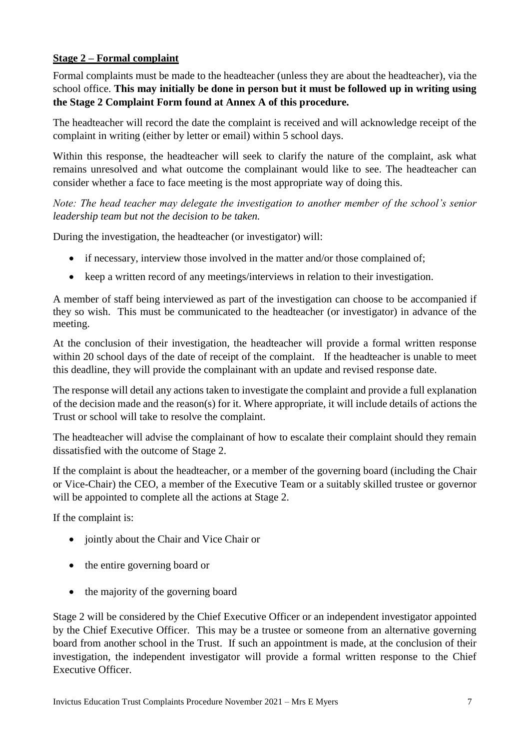**Stage 2 – Formal complaint**

Formal complaints must be made to the headteacher (unless they are about the headteacher), via the school office. **This may initially be done in person but it must be followed up in writing using the Stage 2 Complaint Form found at Annex A of this procedure.**

The headteacher will record the date the complaint is received and will acknowledge receipt of the complaint in writing (either by letter or email) within 5 school days.

Within this response, the headteacher will seek to clarify the nature of the complaint, ask what remains unresolved and what outcome the complainant would like to see. The headteacher can consider whether a face to face meeting is the most appropriate way of doing this.

*Note: The head teacher may delegate the investigation to another member of the school's senior leadership team but not the decision to be taken.*

During the investigation, the headteacher (or investigator) will:

- if necessary, interview those involved in the matter and/or those complained of;
- keep a written record of any meetings/interviews in relation to their investigation.

A member of staff being interviewed as part of the investigation can choose to be accompanied if they so wish. This must be communicated to the headteacher (or investigator) in advance of the meeting.

At the conclusion of their investigation, the headteacher will provide a formal written response within 20 school days of the date of receipt of the complaint. If the headteacher is unable to meet this deadline, they will provide the complainant with an update and revised response date.

The response will detail any actions taken to investigate the complaint and provide a full explanation of the decision made and the reason(s) for it. Where appropriate, it will include details of actions the Trust or school will take to resolve the complaint.

The headteacher will advise the complainant of how to escalate their complaint should they remain dissatisfied with the outcome of Stage 2.

If the complaint is about the headteacher, or a member of the governing board (including the Chair or Vice-Chair) the CEO, a member of the Executive Team or a suitably skilled trustee or governor will be appointed to complete all the actions at Stage 2.

If the complaint is:

- jointly about the Chair and Vice Chair or
- the entire governing board or
- the majority of the governing board

Stage 2 will be considered by the Chief Executive Officer or an independent investigator appointed by the Chief Executive Officer. This may be a trustee or someone from an alternative governing board from another school in the Trust. If such an appointment is made, at the conclusion of their investigation, the independent investigator will provide a formal written response to the Chief Executive Officer.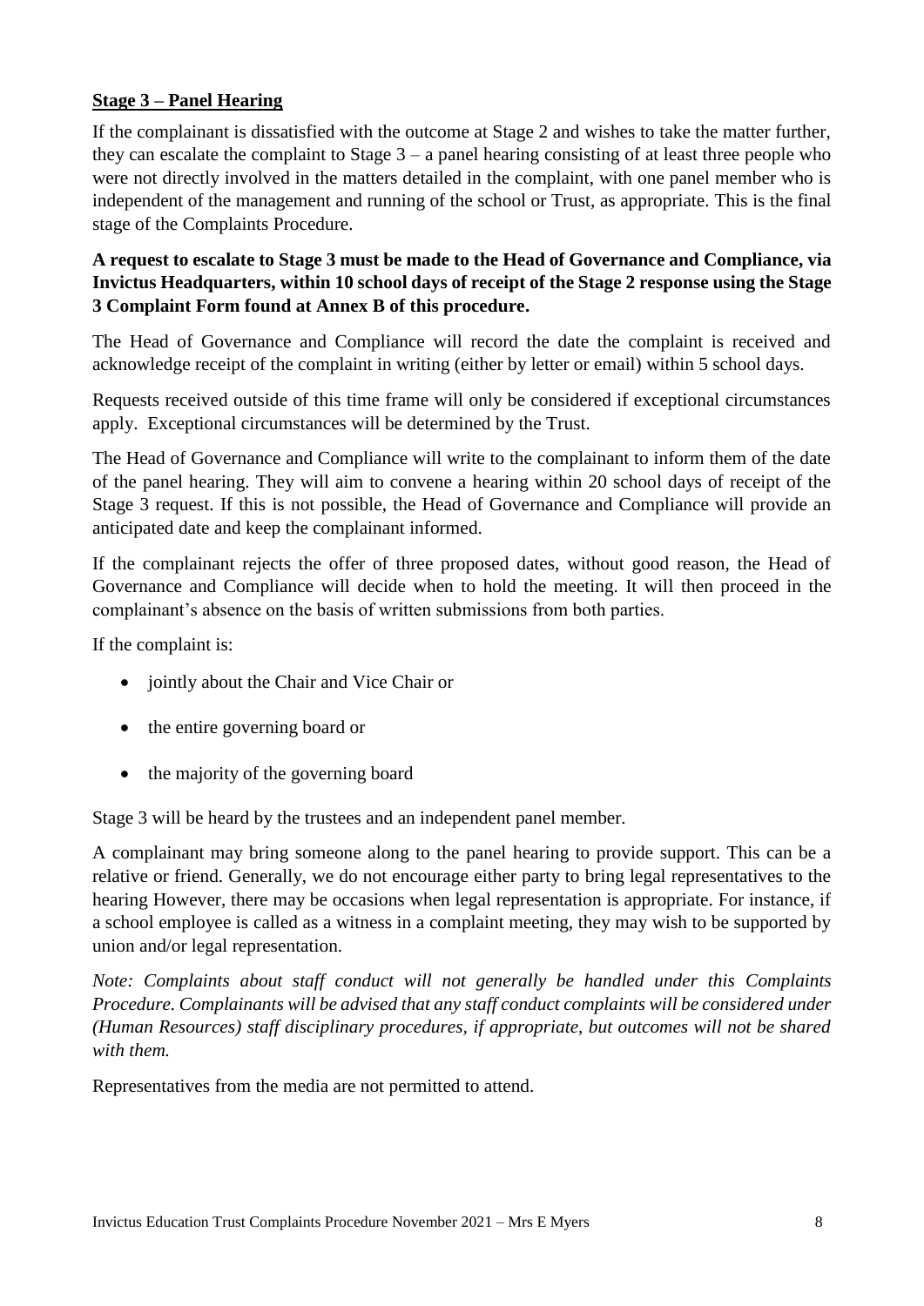**<u>Stage 3 – Panel Hearing</u>**

If the complainant is dissatisfied with the outcome at Stage 2 and wishes to take the matter further, they can escalate the complaint to Stage 3 – a panel hearing consisting of at least three people who were not directly involved in the matters detailed in the complaint, with one panel member who is independent of the management and running of the school or Trust, as appropriate. This is the final stage of the Complaints Procedure.

**A request to escalate to Stage 3 must be made to the Head of Governance and Compliance, via Invictus Headquarters, within 10 school days of receipt of the Stage 2 response using the Stage 3 Complaint Form found at Annex B of this procedure.**

The Head of Governance and Compliance will record the date the complaint is received and acknowledge receipt of the complaint in writing (either by letter or email) within 5 school days.

Requests received outside of this time frame will only be considered if exceptional circumstances apply. Exceptional circumstances will be determined by the Trust.

The Head of Governance and Compliance will write to the complainant to inform them of the date of the panel hearing. They will aim to convene a hearing within 20 school days of receipt of the Stage 3 request. If this is not possible, the Head of Governance and Compliance will provide an anticipated date and keep the complainant informed.

If the complainant rejects the offer of three proposed dates, without good reason, the Head of Governance and Compliance will decide when to hold the meeting. It will then proceed in the complainant's absence on the basis of written submissions from both parties.

If the complaint is:

- jointly about the Chair and Vice Chair or
- the entire governing board or
- the majority of the governing board

Stage 3 will be heard by the trustees and an independent panel member.

A complainant may bring someone along to the panel hearing to provide support. This can be a relative or friend. Generally, we do not encourage either party to bring legal representatives to the hearing However, there may be occasions when legal representation is appropriate. For instance, if a school employee is called as a witness in a complaint meeting, they may wish to be supported by union and/or legal representation.

*Note: Complaints about staff conduct will not generally be handled under this Complaints Procedure. Complainants will be advised that any staff conduct complaints will be considered under (Human Resources) staff disciplinary procedures, if appropriate, but outcomes will not be shared with them.*

Representatives from the media are not permitted to attend.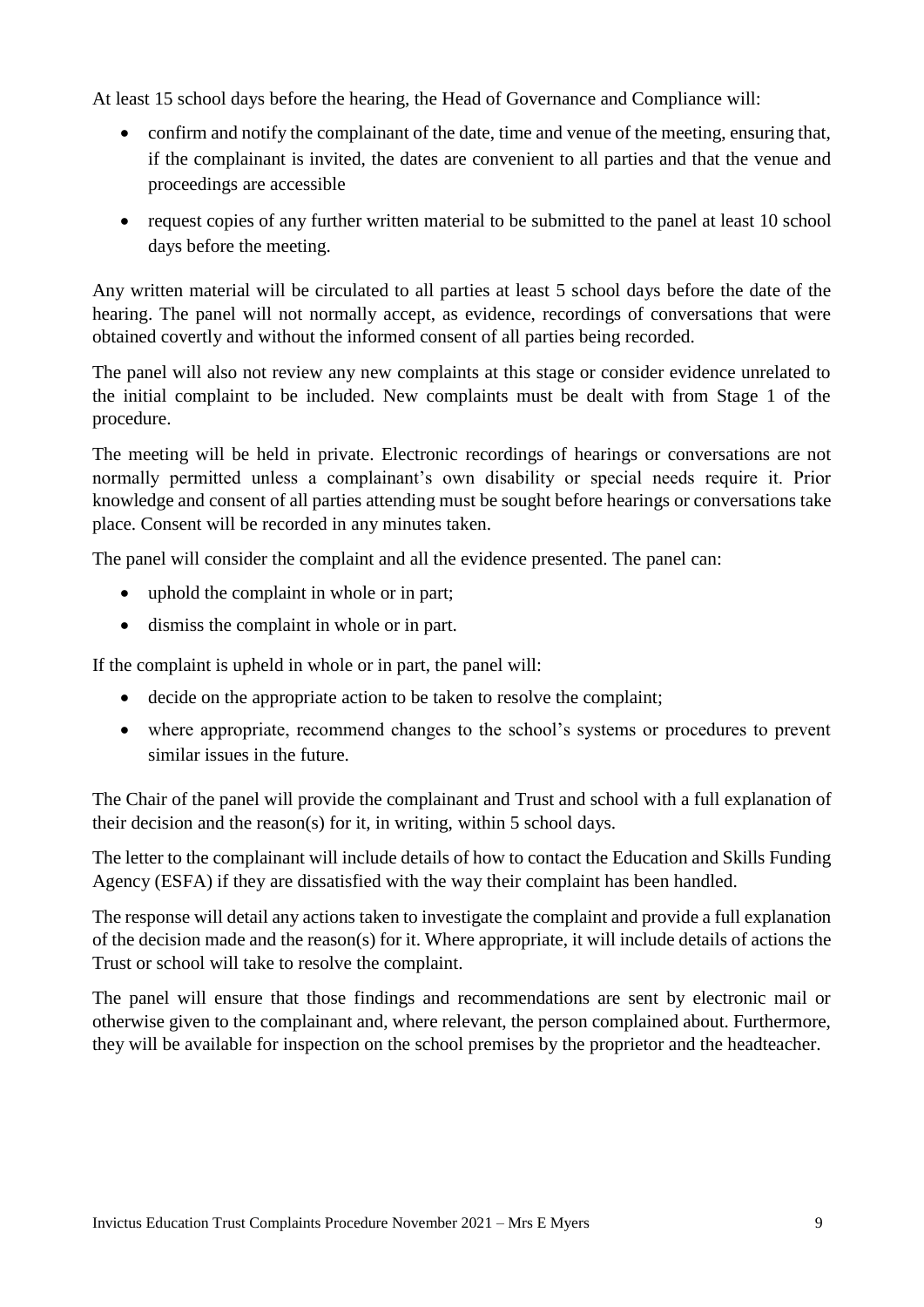At least 15 school days before the hearing, the Head of Governance and Compliance will:

- confirm and notify the complainant of the date, time and venue of the meeting, ensuring that, if the complainant is invited, the dates are convenient to all parties and that the venue and proceedings are accessible
- request copies of any further written material to be submitted to the panel at least 10 school days before the meeting.

Any written material will be circulated to all parties at least 5 school days before the date of the hearing. The panel will not normally accept, as evidence, recordings of conversations that were obtained covertly and without the informed consent of all parties being recorded.

The panel will also not review any new complaints at this stage or consider evidence unrelated to the initial complaint to be included. New complaints must be dealt with from Stage 1 of the procedure.

The meeting will be held in private. Electronic recordings of hearings or conversations are not normally permitted unless a complainant's own disability or special needs require it. Prior knowledge and consent of all parties attending must be sought before hearings or conversations take place. Consent will be recorded in any minutes taken.

The panel will consider the complaint and all the evidence presented. The panel can:

- uphold the complaint in whole or in part;
- dismiss the complaint in whole or in part.

If the complaint is upheld in whole or in part, the panel will:

- decide on the appropriate action to be taken to resolve the complaint;
- where appropriate, recommend changes to the school's systems or procedures to prevent similar issues in the future.

The Chair of the panel will provide the complainant and Trust and school with a full explanation of their decision and the reason(s) for it, in writing, within 5 school days.

The letter to the complainant will include details of how to contact the Education and Skills Funding Agency (ESFA) if they are dissatisfied with the way their complaint has been handled.

The response will detail any actions taken to investigate the complaint and provide a full explanation of the decision made and the reason(s) for it. Where appropriate, it will include details of actions the Trust or school will take to resolve the complaint.

The panel will ensure that those findings and recommendations are sent by electronic mail or otherwise given to the complainant and, where relevant, the person complained about. Furthermore, they will be available for inspection on the school premises by the proprietor and the headteacher.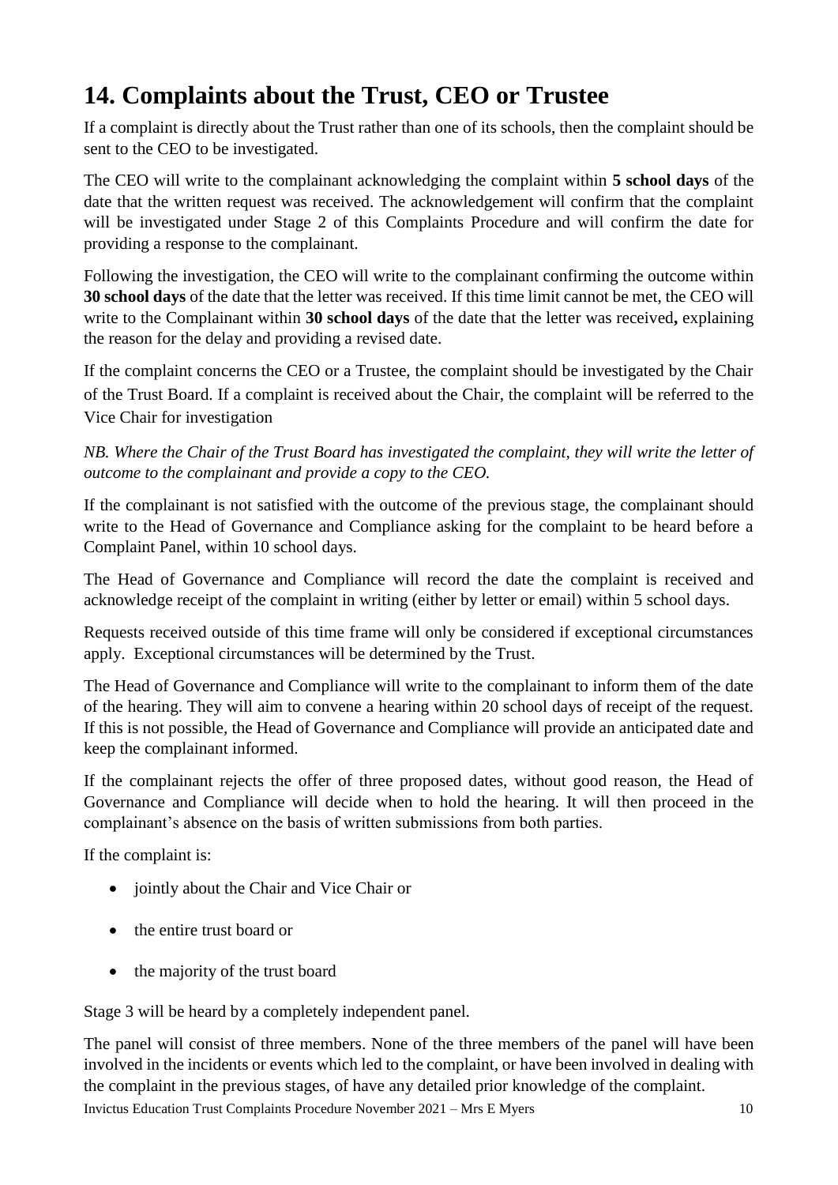## 14. Complaints about the Trust, CEO or Trustee

If a complaint is directly about the Trust rather than one of its schools, then the complaint should be sent to the CEO to be investigated.

The CEO will write to the complainant acknowledging the complaint within **5 school days** of the date that the written request was received. The acknowledgement will confirm that the complaint will be investigated under Stage 2 of this Complaints Procedure and will confirm the date for providing a response to the complainant.

Following the investigation, the CEO will write to the complainant confirming the outcome within **30 school days** of the date that the letter was received. If this time limit cannot be met, the CEO will write to the Complainant within **30 school days** of the date that the letter was received**,** explaining the reason for the delay and providing a revised date.

If the complaint concerns the CEO or a Trustee, the complaint should be investigated by the Chair of the Trust Board. If a complaint is received about the Chair, the complaint will be referred to the Vice Chair for investigation

*NB. Where the Chair of the Trust Board has investigated the complaint, they will write the letter of outcome to the complainant and provide a copy to the CEO.*

If the complainant is not satisfied with the outcome of the previous stage, the complainant should write to the Head of Governance and Compliance asking for the complaint to be heard before a Complaint Panel, within 10 school days.

The Head of Governance and Compliance will record the date the complaint is received and acknowledge receipt of the complaint in writing (either by letter or email) within 5 school days.

Requests received outside of this time frame will only be considered if exceptional circumstances apply. Exceptional circumstances will be determined by the Trust.

The Head of Governance and Compliance will write to the complainant to inform them of the date of the hearing. They will aim to convene a hearing within 20 school days of receipt of the request. If this is not possible, the Head of Governance and Compliance will provide an anticipated date and keep the complainant informed.

If the complainant rejects the offer of three proposed dates, without good reason, the Head of Governance and Compliance will decide when to hold the hearing. It will then proceed in the complainant's absence on the basis of written submissions from both parties.

If the complaint is:

- jointly about the Chair and Vice Chair or
- the entire trust board or
- the majority of the trust board

Stage 3 will be heard by a completely independent panel.

The panel will consist of three members. None of the three members of the panel will have been involved in the incidents or events which led to the complaint, or have been involved in dealing with the complaint in the previous stages, of have any detailed prior knowledge of the complaint.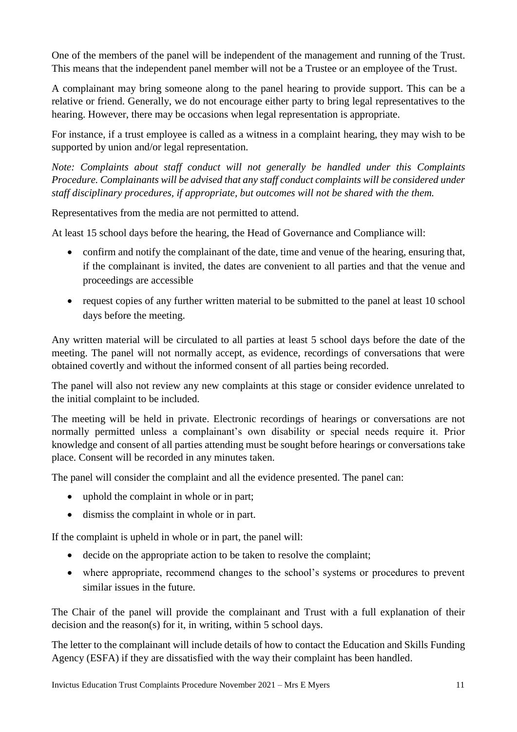One of the members of the panel will be independent of the management and running of the Trust. This means that the independent panel member will not be a Trustee or an employee of the Trust.

A complainant may bring someone along to the panel hearing to provide support. This can be a relative or friend. Generally, we do not encourage either party to bring legal representatives to the hearing. However, there may be occasions when legal representation is appropriate.

For instance, if a trust employee is called as a witness in a complaint hearing, they may wish to be supported by union and/or legal representation.

*Note: Complaints about staff conduct will not generally be handled under this Complaints Procedure. Complainants will be advised that any staff conduct complaints will be considered under staff disciplinary procedures, if appropriate, but outcomes will not be shared with the them.*

Representatives from the media are not permitted to attend.

At least 15 school days before the hearing, the Head of Governance and Compliance will:

- confirm and notify the complainant of the date, time and venue of the hearing, ensuring that, if the complainant is invited, the dates are convenient to all parties and that the venue and proceedings are accessible
- request copies of any further written material to be submitted to the panel at least 10 school days before the meeting.

Any written material will be circulated to all parties at least 5 school days before the date of the meeting. The panel will not normally accept, as evidence, recordings of conversations that were obtained covertly and without the informed consent of all parties being recorded.

The panel will also not review any new complaints at this stage or consider evidence unrelated to the initial complaint to be included.

The meeting will be held in private. Electronic recordings of hearings or conversations are not normally permitted unless a complainant's own disability or special needs require it. Prior knowledge and consent of all parties attending must be sought before hearings or conversations take place. Consent will be recorded in any minutes taken.

The panel will consider the complaint and all the evidence presented. The panel can:

- uphold the complaint in whole or in part;
- dismiss the complaint in whole or in part.

If the complaint is upheld in whole or in part, the panel will:

- decide on the appropriate action to be taken to resolve the complaint;
- where appropriate, recommend changes to the school's systems or procedures to prevent similar issues in the future.

The Chair of the panel will provide the complainant and Trust with a full explanation of their decision and the reason(s) for it, in writing, within 5 school days.

The letter to the complainant will include details of how to contact the Education and Skills Funding Agency (ESFA) if they are dissatisfied with the way their complaint has been handled.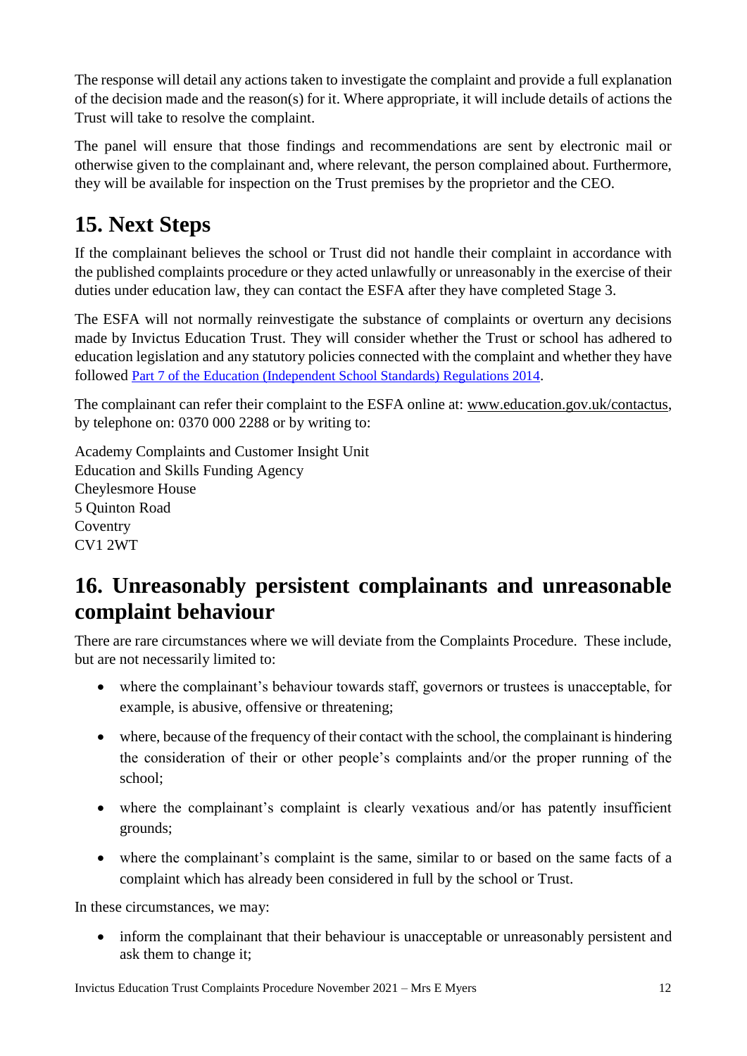The response will detail any actions taken to investigate the complaint and provide a full explanation of the decision made and the reason(s) for it. Where appropriate, it will include details of actions the Trust will take to resolve the complaint.

The panel will ensure that those findings and recommendations are sent by electronic mail or otherwise given to the complainant and, where relevant, the person complained about. Furthermore, they will be available for inspection on the Trust premises by the proprietor and the CEO.

# 15. Next Steps

If the complainant believes the school or Trust did not handle their complaint in accordance with the published complaints procedure or they acted unlawfully or unreasonably in the exercise of their duties under education law, they can contact the ESFA after they have completed Stage 3.

The ESFA will not normally reinvestigate the substance of complaints or overturn any decisions made by Invictus Education Trust. They will consider whether the Trust or school has adhered to education legislation and any statutory policies connected with the complaint and whether they have followed Part 7 of the Education (Independent School Standards) Regulations 2014.

The complainant can refer their complaint to the ESFA online at: www.education.gov.uk/contactus, by telephone on: 0370 000 2288 or by writing to:

Academy Complaints and Customer Insight Unit
Education and Skills Funding Agency
Cheylesmore House
5 Quinton Road
Coventry
CV1 2WT

# 16. Unreasonably persistent complainants and unreasonable complaint behaviour

There are rare circumstances where we will deviate from the Complaints Procedure. These include, but are not necessarily limited to:

- where the complainant's behaviour towards staff, governors or trustees is unacceptable, for example, is abusive, offensive or threatening;
- where, because of the frequency of their contact with the school, the complainant is hindering the consideration of their or other people's complaints and/or the proper running of the school;
- where the complainant's complaint is clearly vexatious and/or has patently insufficient grounds;
- where the complainant's complaint is the same, similar to or based on the same facts of a complaint which has already been considered in full by the school or Trust.

In these circumstances, we may:

- inform the complainant that their behaviour is unacceptable or unreasonably persistent and ask them to change it;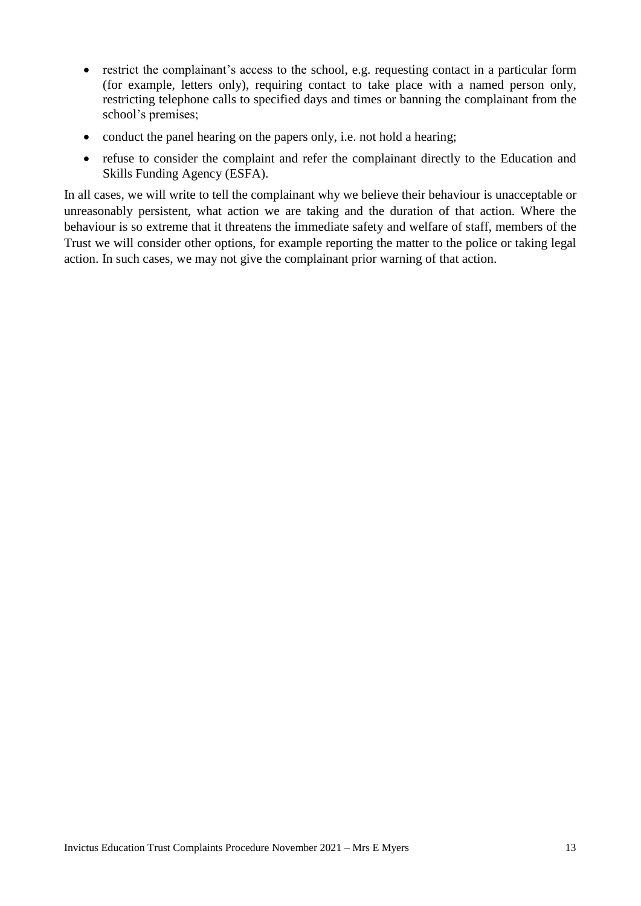- restrict the complainant's access to the school, e.g. requesting contact in a particular form (for example, letters only), requiring contact to take place with a named person only, restricting telephone calls to specified days and times or banning the complainant from the school's premises;
- conduct the panel hearing on the papers only, i.e. not hold a hearing;
- refuse to consider the complaint and refer the complainant directly to the Education and Skills Funding Agency (ESFA).

In all cases, we will write to tell the complainant why we believe their behaviour is unacceptable or unreasonably persistent, what action we are taking and the duration of that action. Where the behaviour is so extreme that it threatens the immediate safety and welfare of staff, members of the Trust we will consider other options, for example reporting the matter to the police or taking legal action. In such cases, we may not give the complainant prior warning of that action.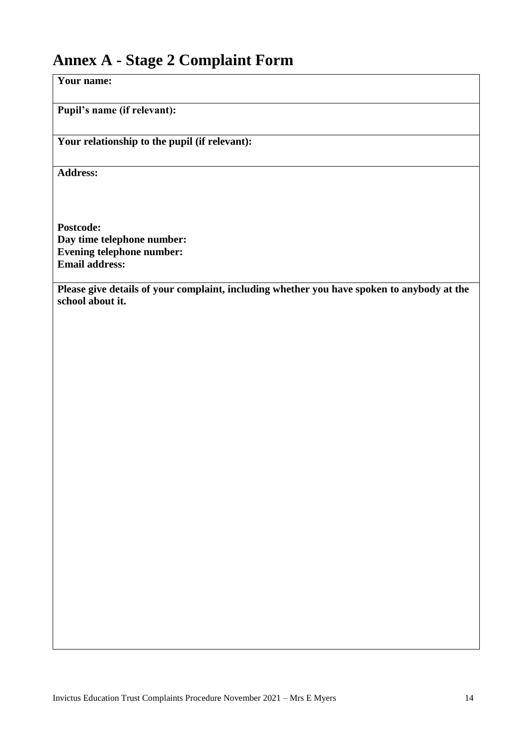# Annex A - Stage 2 Complaint Form

**Your name:**

**Pupil's name (if relevant):**

**Your relationship to the pupil (if relevant):**

**Address:**

**Postcode:**
**Day time telephone number:**
**Evening telephone number:**
**Email address:**

**Please give details of your complaint, including whether you have spoken to anybody at the school about it.**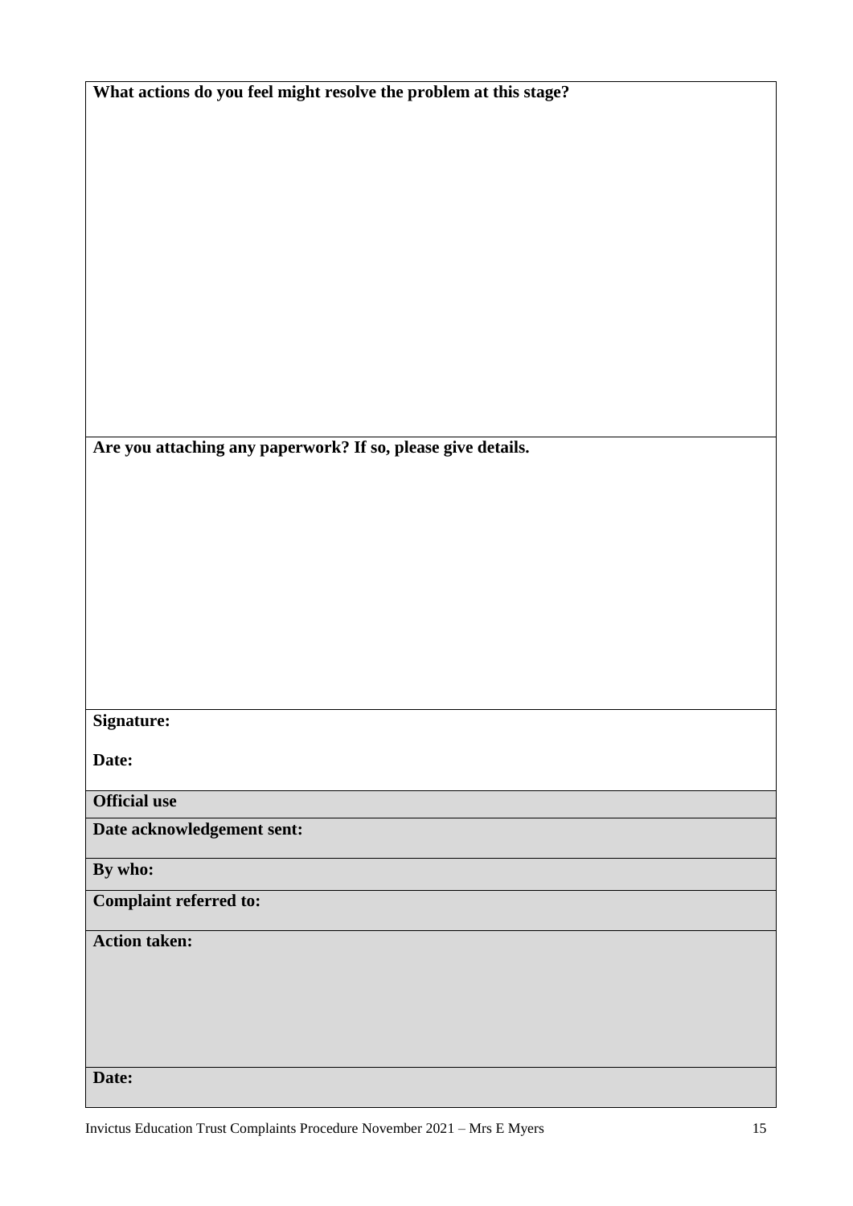| **What actions do you feel might resolve the problem at this stage?** |
|---|
| |
| **Are you attaching any paperwork? If so, please give details.** |
| |
| **Signature:**<br><br>**Date:** |
| **Official use** |
| **Date acknowledgement sent:** |
| **By who:** |
| **Complaint referred to:** |
| **Action taken:** |
| **Date:** |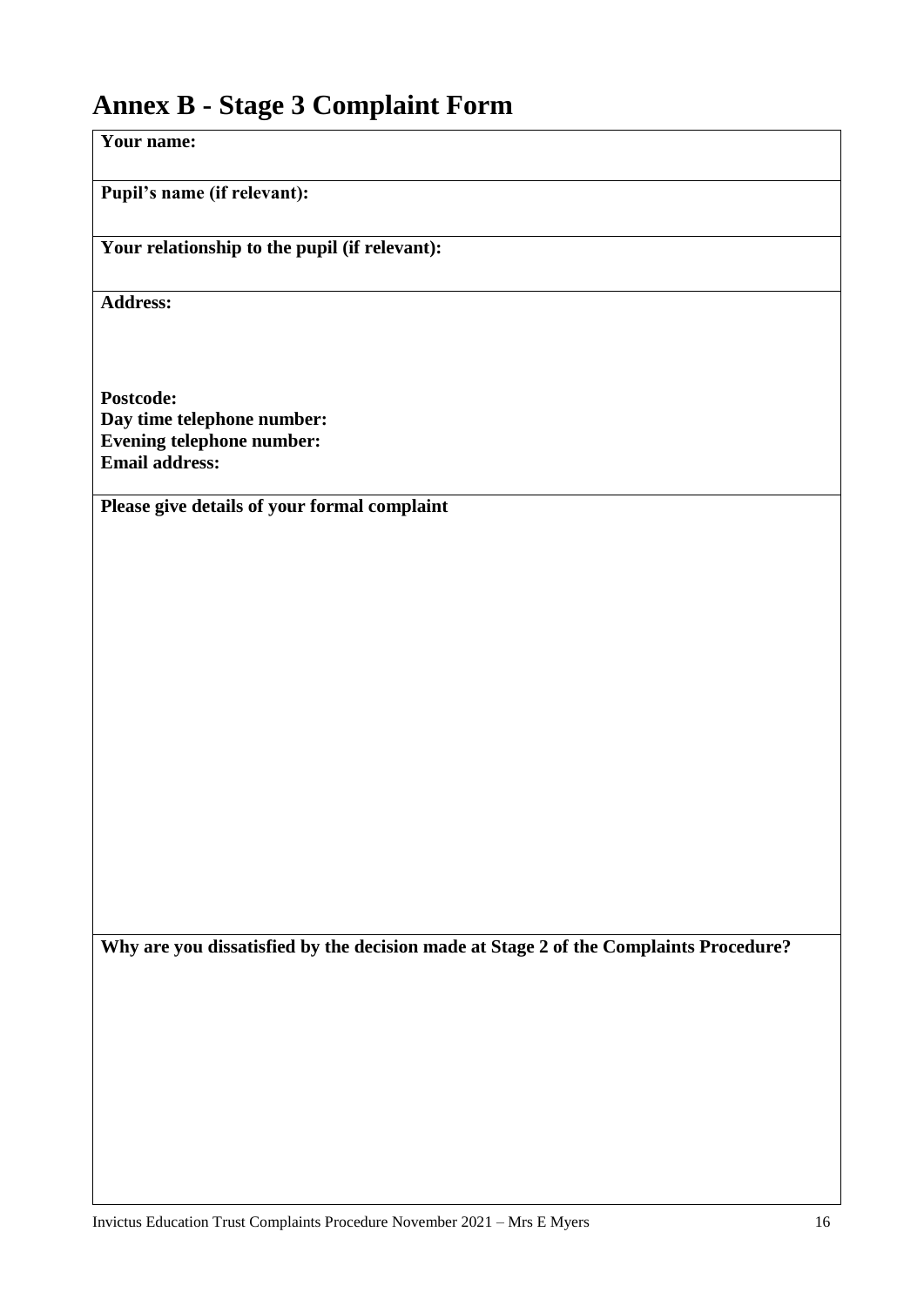# Annex B - Stage 3 Complaint Form

**Your name:**

**Pupil's name (if relevant):**

**Your relationship to the pupil (if relevant):**

**Address:**

**Postcode:**
**Day time telephone number:**
**Evening telephone number:**
**Email address:**

**Please give details of your formal complaint**

**Why are you dissatisfied by the decision made at Stage 2 of the Complaints Procedure?**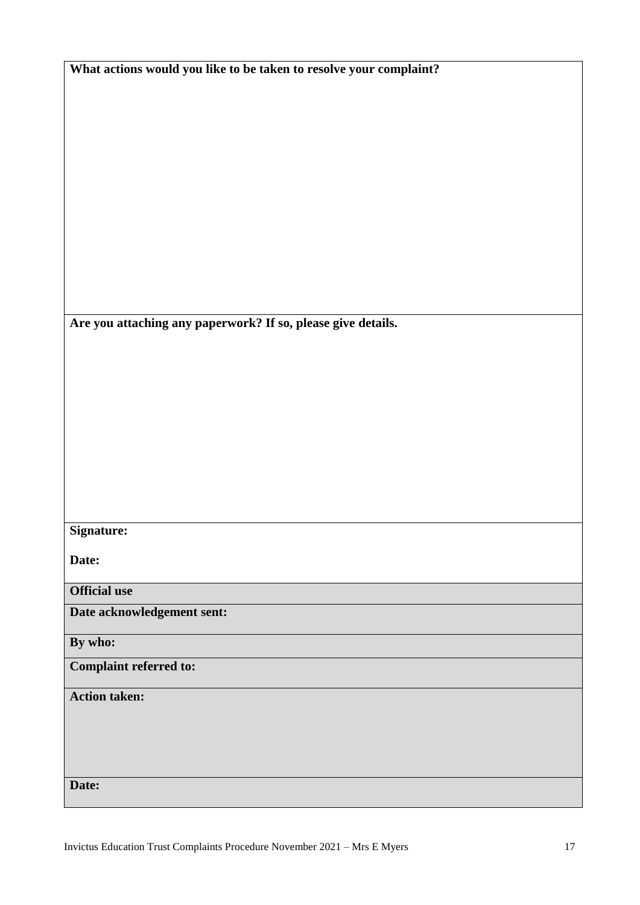| |
|---|
| **What actions would you like to be taken to resolve your complaint?** |
| **Are you attaching any paperwork? If so, please give details.** |
| **Signature:**<br><br>**Date:** |
| **Official use** |
| **Date acknowledgement sent:** |
| **By who:** |
| **Complaint referred to:** |
| **Action taken:** |
| **Date:** |